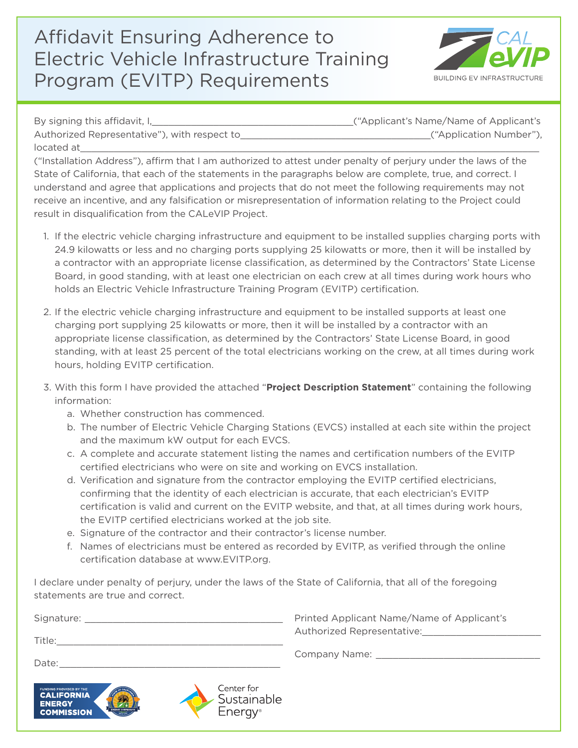# Affidavit Ensuring Adherence to Electric Vehicle Infrastructure Training Program (EVITP) Requirements

CAL eVIP
BUILDING EV INFRASTRUCTURE

By signing this affidavit, I,\_\_\_\_\_\_\_\_\_\_\_\_\_\_\_\_\_\_\_\_\_\_\_\_\_\_\_\_\_\_\_\_\_\_\_\_\_(“Applicant’s Name/Name of Applicant’s Authorized Representative”), with respect to\_\_\_\_\_\_\_\_\_\_\_\_\_\_\_\_\_\_\_\_\_\_\_\_\_\_\_\_\_\_\_\_\_(“Application Number”), located at\_\_\_\_\_\_\_\_\_\_\_\_\_\_\_\_\_\_\_\_\_\_\_\_\_\_\_\_\_\_\_\_\_\_\_\_\_\_\_\_\_\_\_\_\_\_\_\_\_\_\_\_\_\_\_\_\_\_\_\_\_\_\_\_\_\_\_\_\_\_\_\_\_\_\_\_\_\_ (“Installation Address”), affirm that I am authorized to attest under penalty of perjury under the laws of the State of California, that each of the statements in the paragraphs below are complete, true, and correct. I understand and agree that applications and projects that do not meet the following requirements may not receive an incentive, and any falsification or misrepresentation of information relating to the Project could result in disqualification from the CALeVIP Project.

1. If the electric vehicle charging infrastructure and equipment to be installed supplies charging ports with 24.9 kilowatts or less and no charging ports supplying 25 kilowatts or more, then it will be installed by a contractor with an appropriate license classification, as determined by the Contractors’ State License Board, in good standing, with at least one electrician on each crew at all times during work hours who holds an Electric Vehicle Infrastructure Training Program (EVITP) certification.

2. If the electric vehicle charging infrastructure and equipment to be installed supports at least one charging port supplying 25 kilowatts or more, then it will be installed by a contractor with an appropriate license classification, as determined by the Contractors’ State License Board, in good standing, with at least 25 percent of the total electricians working on the crew, at all times during work hours, holding EVITP certification.

3. With this form I have provided the attached “**Project Description Statement**” containing the following information:
   a. Whether construction has commenced.
   b. The number of Electric Vehicle Charging Stations (EVCS) installed at each site within the project and the maximum kW output for each EVCS.
   c. A complete and accurate statement listing the names and certification numbers of the EVITP certified electricians who were on site and working on EVCS installation.
   d. Verification and signature from the contractor employing the EVITP certified electricians, confirming that the identity of each electrician is accurate, that each electrician’s EVITP certification is valid and current on the EVITP website, and that, at all times during work hours, the EVITP certified electricians worked at the job site.
   e. Signature of the contractor and their contractor’s license number.
   f. Names of electricians must be entered as recorded by EVITP, as verified through the online certification database at www.EVITP.org.

I declare under penalty of perjury, under the laws of the State of California, that all of the foregoing statements are true and correct.

Signature: \_\_\_\_\_\_\_\_\_\_\_\_\_\_\_\_\_\_\_\_\_\_\_\_\_\_\_\_\_\_\_\_\_\_\_

Title:\_\_\_\_\_\_\_\_\_\_\_\_\_\_\_\_\_\_\_\_\_\_\_\_\_\_\_\_\_\_\_\_\_\_\_\_\_\_\_\_

Date:\_\_\_\_\_\_\_\_\_\_\_\_\_\_\_\_\_\_\_\_\_\_\_\_\_\_\_\_\_\_\_\_\_\_\_\_\_\_\_\_

Printed Applicant Name/Name of Applicant’s Authorized Representative:\_\_\_\_\_\_\_\_\_\_\_\_\_\_\_\_\_\_\_\_\_

Company Name: \_\_\_\_\_\_\_\_\_\_\_\_\_\_\_\_\_\_\_\_\_\_\_\_\_\_\_\_\_\_

FUNDING PROVIDED BY THE CALIFORNIA ENERGY COMMISSION

Center for Sustainable Energy®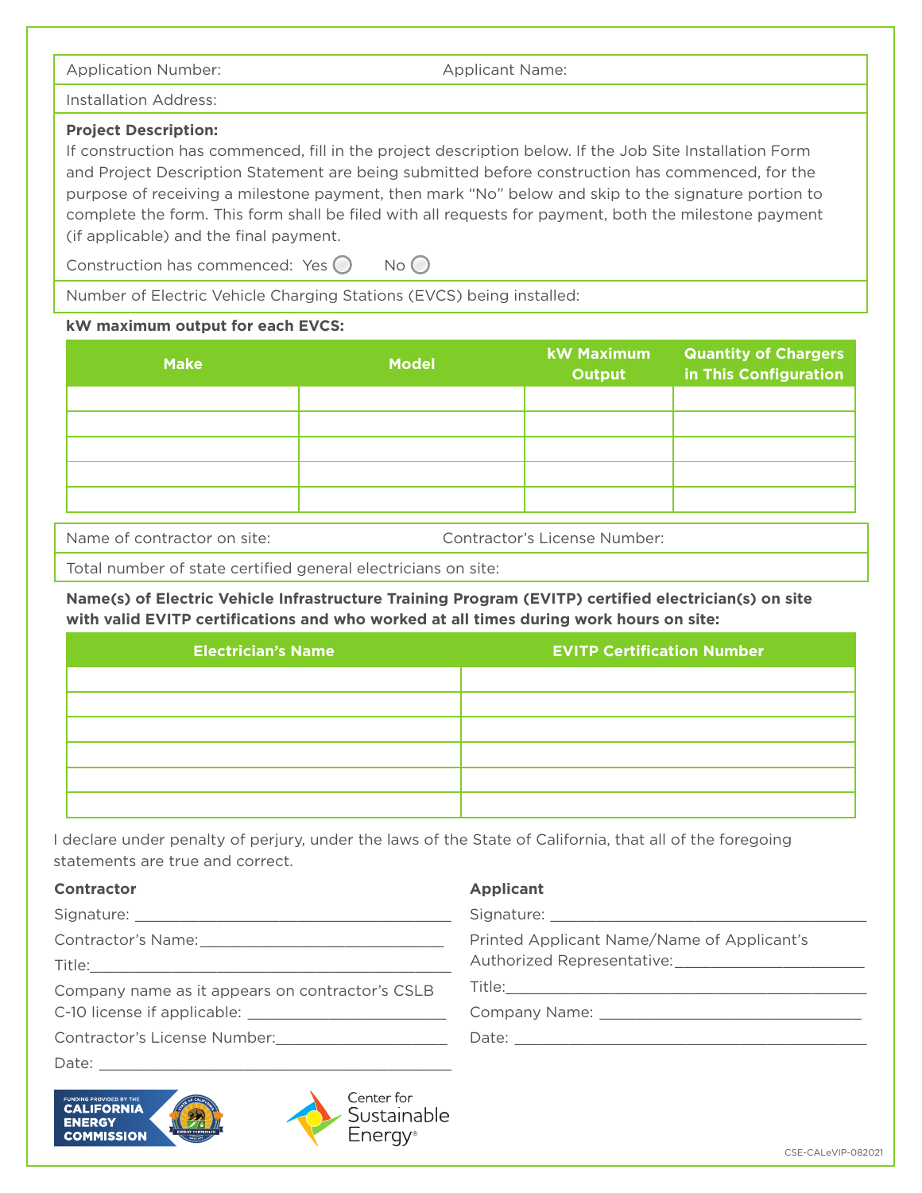Application Number: Applicant Name:

Installation Address:

**Project Description:**

If construction has commenced, fill in the project description below. If the Job Site Installation Form and Project Description Statement are being submitted before construction has commenced, for the purpose of receiving a milestone payment, then mark “No” below and skip to the signature portion to complete the form. This form shall be filed with all requests for payment, both the milestone payment (if applicable) and the final payment.

Construction has commenced: Yes ◯ No ◯

Number of Electric Vehicle Charging Stations (EVCS) being installed:

**kW maximum output for each EVCS:**

| Make | Model | kW Maximum Output | Quantity of Chargers in This Configuration |
|---|---|---|---|
| | | | |
| | | | |
| | | | |
| | | | |
| | | | |

Name of contractor on site: Contractor’s License Number:

Total number of state certified general electricians on site:

**Name(s) of Electric Vehicle Infrastructure Training Program (EVITP) certified electrician(s) on site with valid EVITP certifications and who worked at all times during work hours on site:**

| Electrician’s Name | EVITP Certification Number |
|---|---|
| | |
| | |
| | |
| | |
| | |
| | |

I declare under penalty of perjury, under the laws of the State of California, that all of the foregoing statements are true and correct.

**Contractor**

Signature: ___________________________________

Contractor’s Name: ___________________________

Title: _______________________________________

Company name as it appears on contractor’s CSLB C-10 license if applicable: ______________________

Contractor’s License Number: __________________

Date: _______________________________________

**Applicant**

Signature: ___________________________________

Printed Applicant Name/Name of Applicant’s Authorized Representative: ______________________

Title: _______________________________________

Company Name: ______________________________

Date: _______________________________________

FUNDING PROVIDED BY THE CALIFORNIA ENERGY COMMISSION

Center for Sustainable Energy®

CSE-CALeVIP-082021